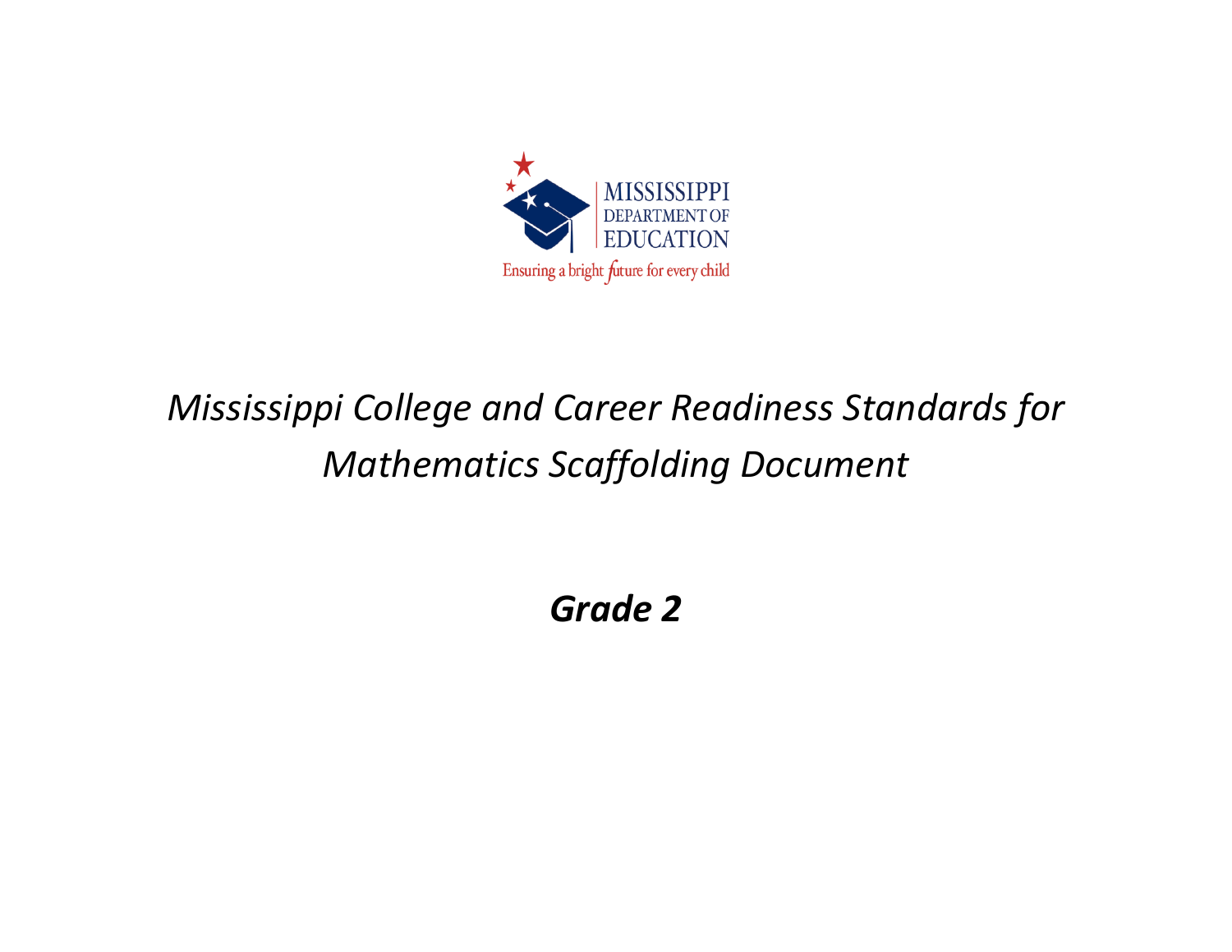MISSISSIPPI
DEPARTMENT OF
EDUCATION

Ensuring a bright future for every child

# *Mississippi College and Career Readiness Standards for Mathematics Scaffolding Document*

## ***Grade 2***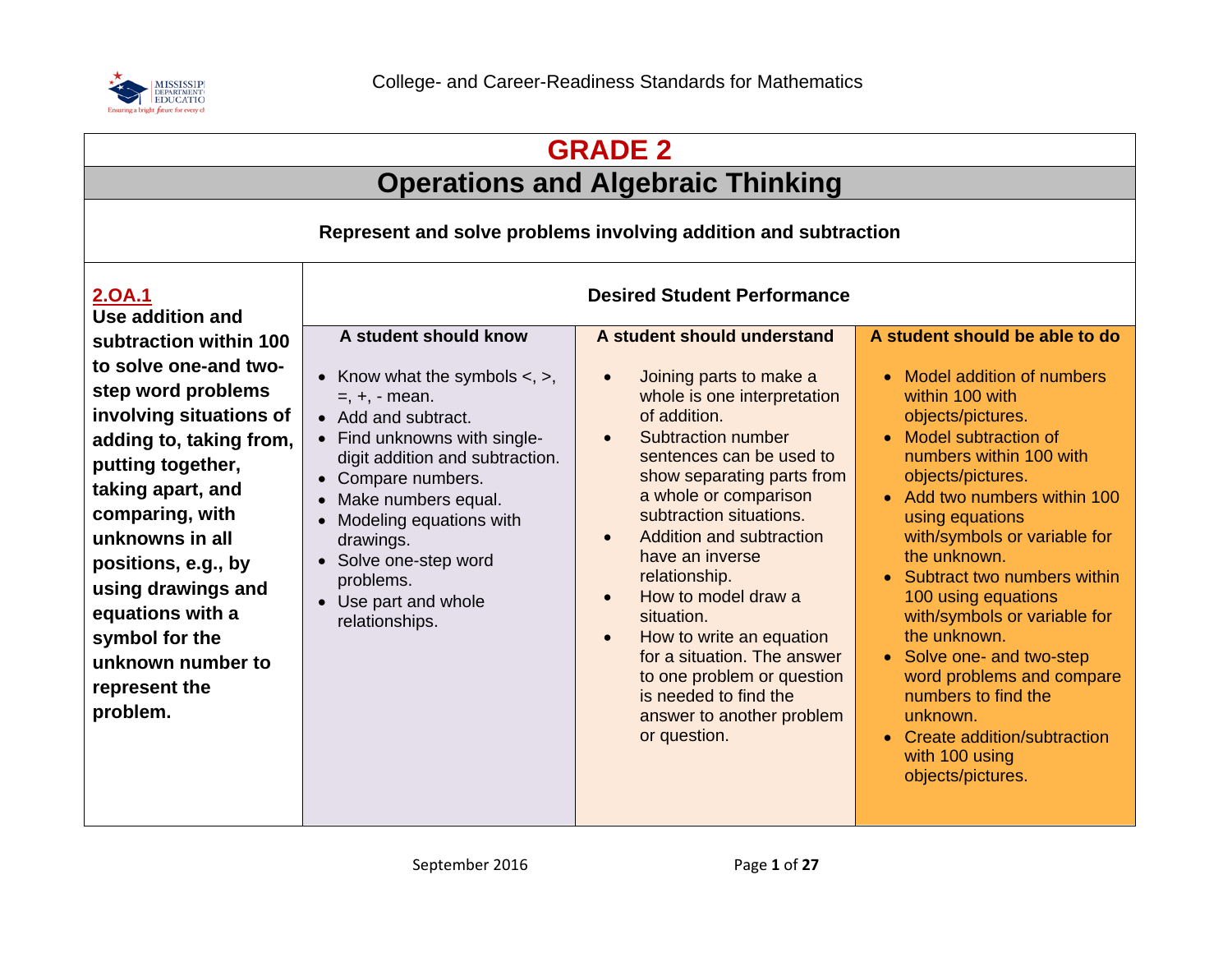# GRADE 2

## Operations and Algebraic Thinking

**Represent and solve problems involving addition and subtraction**

| **2.OA.1** Use addition and subtraction within 100 to solve one-and two-step word problems involving situations of adding to, taking from, putting together, taking apart, and comparing, with unknowns in all positions, e.g., by using drawings and equations with a symbol for the unknown number to represent the problem. | **Desired Student Performance** | | |
|---|---|---|---|
| | **A student should know** | **A student should understand** | **A student should be able to do** |
| | • Know what the symbols <, >, =, +, - mean.<br>• Add and subtract.<br>• Find unknowns with single-digit addition and subtraction.<br>• Compare numbers.<br>• Make numbers equal.<br>• Modeling equations with drawings.<br>• Solve one-step word problems.<br>• Use part and whole relationships. | • Joining parts to make a whole is one interpretation of addition.<br>• Subtraction number sentences can be used to show separating parts from a whole or comparison subtraction situations.<br>• Addition and subtraction have an inverse relationship.<br>• How to model draw a situation.<br>• How to write an equation for a situation. The answer to one problem or question is needed to find the answer to another problem or question. | • Model addition of numbers within 100 with objects/pictures.<br>• Model subtraction of numbers within 100 with objects/pictures.<br>• Add two numbers within 100 using equations with/symbols or variable for the unknown.<br>• Subtract two numbers within 100 using equations with/symbols or variable for the unknown.<br>• Solve one- and two-step word problems and compare numbers to find the unknown.<br>• Create addition/subtraction with 100 using objects/pictures. |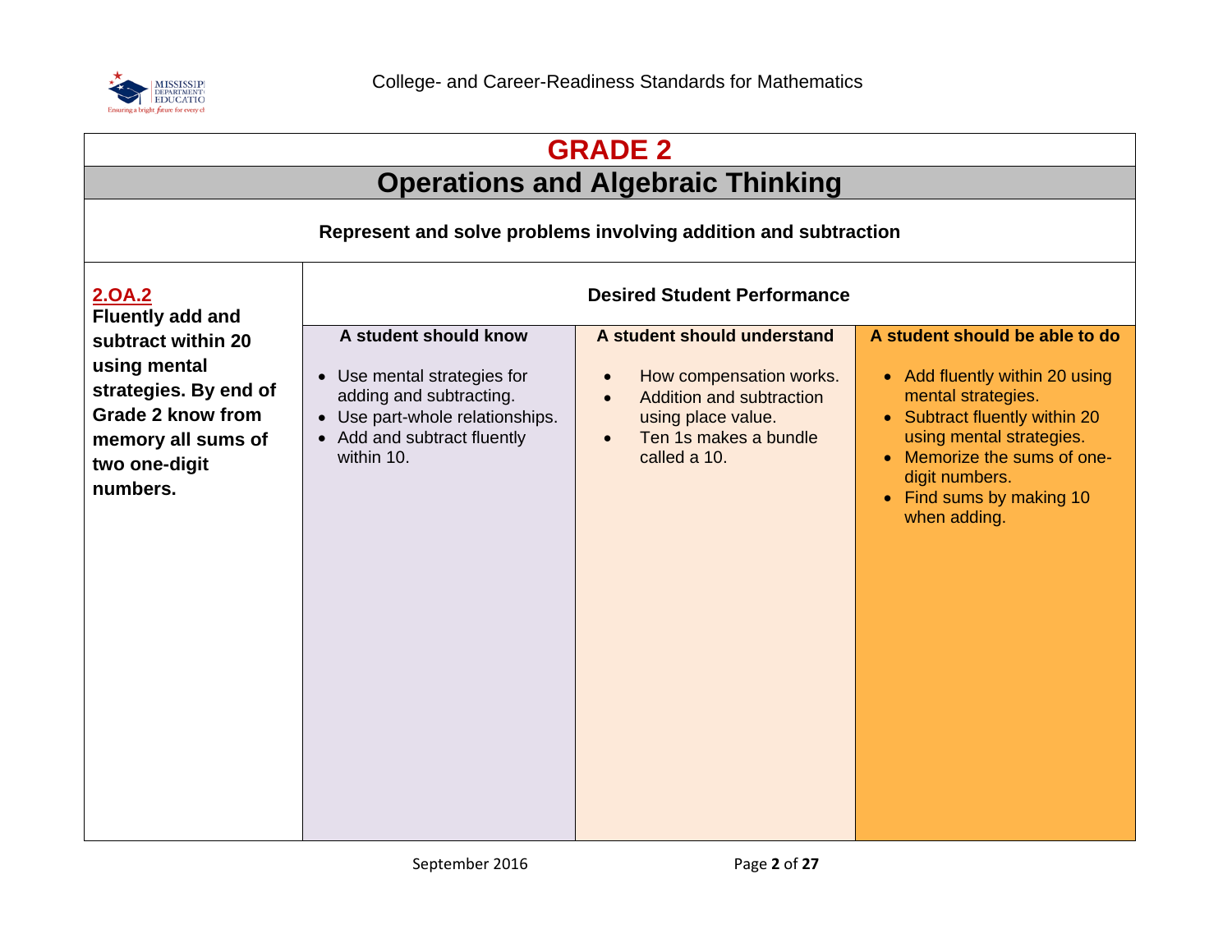# GRADE 2

## Operations and Algebraic Thinking

**Represent and solve problems involving addition and subtraction**

| **2.OA.2** Fluently add and subtract within 20 using mental strategies. By end of Grade 2 know from memory all sums of two one-digit numbers. | Desired Student Performance | | |
|---|---|---|---|
| | **A student should know** | **A student should understand** | **A student should be able to do** |
| | • Use mental strategies for adding and subtracting.<br>• Use part-whole relationships.<br>• Add and subtract fluently within 10. | • How compensation works.<br>• Addition and subtraction using place value.<br>• Ten 1s makes a bundle called a 10. | • Add fluently within 20 using mental strategies.<br>• Subtract fluently within 20 using mental strategies.<br>• Memorize the sums of one-digit numbers.<br>• Find sums by making 10 when adding. |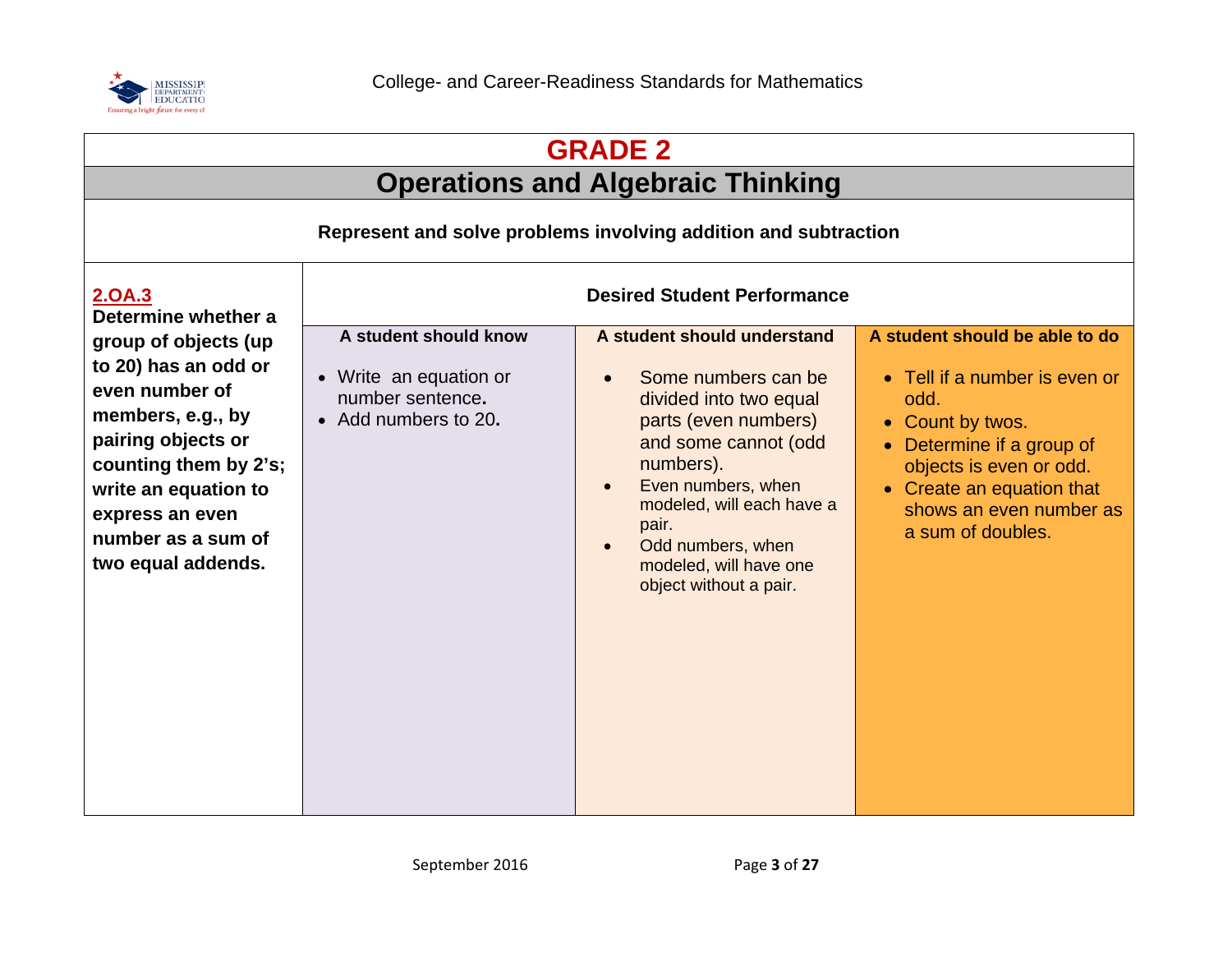# GRADE 2

## Operations and Algebraic Thinking

**Represent and solve problems involving addition and subtraction**

| **2.OA.3** Determine whether a group of objects (up to 20) has an odd or even number of members, e.g., by pairing objects or counting them by 2's; write an equation to express an even number as a sum of two equal addends. | **Desired Student Performance** | | |
|---|---|---|---|
| | **A student should know** | **A student should understand** | **A student should be able to do** |
| | • Write an equation or number sentence.<br>• Add numbers to 20. | • Some numbers can be divided into two equal parts (even numbers) and some cannot (odd numbers).<br>• Even numbers, when modeled, will each have a pair.<br>• Odd numbers, when modeled, will have one object without a pair. | • Tell if a number is even or odd.<br>• Count by twos.<br>• Determine if a group of objects is even or odd.<br>• Create an equation that shows an even number as a sum of doubles. |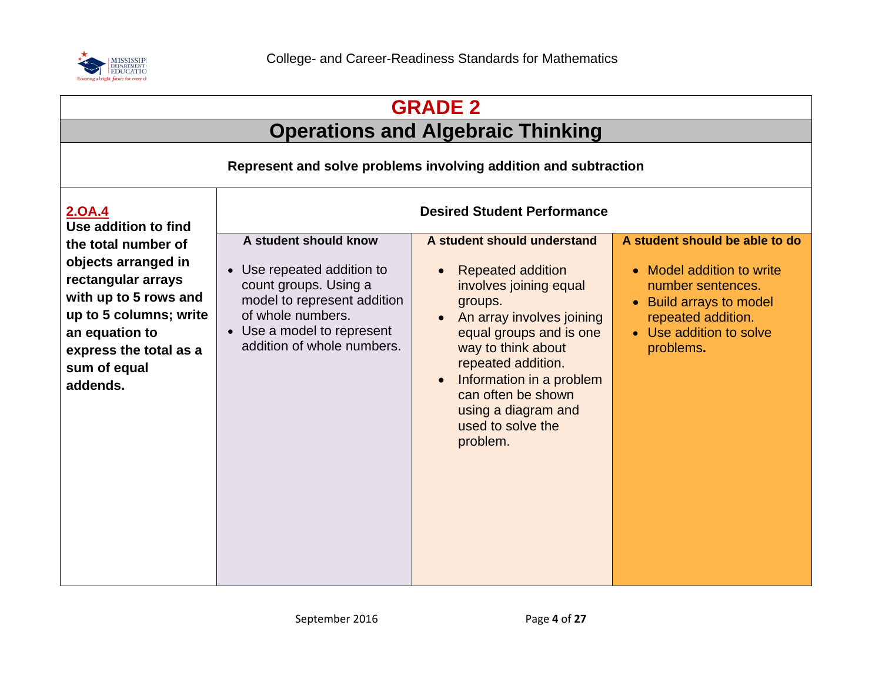# GRADE 2

## Operations and Algebraic Thinking

**Represent and solve problems involving addition and subtraction**

| **2.OA.4** Use addition to find the total number of objects arranged in rectangular arrays with up to 5 rows and up to 5 columns; write an equation to express the total as a sum of equal addends. | **Desired Student Performance** | | |
|---|---|---|---|
| | **A student should know** | **A student should understand** | **A student should be able to do** |
| | • Use repeated addition to count groups. Using a model to represent addition of whole numbers.<br>• Use a model to represent addition of whole numbers. | • Repeated addition involves joining equal groups.<br>• An array involves joining equal groups and is one way to think about repeated addition.<br>• Information in a problem can often be shown using a diagram and used to solve the problem. | • Model addition to write number sentences.<br>• Build arrays to model repeated addition.<br>• Use addition to solve problems**.** |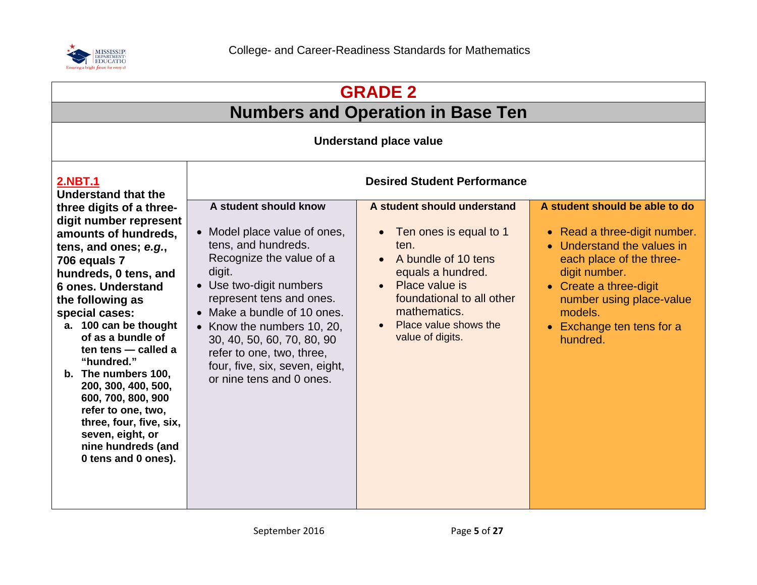# GRADE 2

## Numbers and Operation in Base Ten

### Understand place value

| Standard | A student should know | A student should understand | A student should be able to do |
|---|---|---|---|
| **2.NBT.1**<br>**Understand that the three digits of a three-digit number represent amounts of hundreds, tens, and ones; *e.g.*, 706 equals 7 hundreds, 0 tens, and 6 ones. Understand the following as special cases:**<br>**a. 100 can be thought of as a bundle of ten tens — called a "hundred."**<br>**b. The numbers 100, 200, 300, 400, 500, 600, 700, 800, 900 refer to one, two, three, four, five, six, seven, eight, or nine hundreds (and 0 tens and 0 ones).** | • Model place value of ones, tens, and hundreds. Recognize the value of a digit.<br>• Use two-digit numbers represent tens and ones.<br>• Make a bundle of 10 ones.<br>• Know the numbers 10, 20, 30, 40, 50, 60, 70, 80, 90 refer to one, two, three, four, five, six, seven, eight, or nine tens and 0 ones. | • Ten ones is equal to 1 ten.<br>• A bundle of 10 tens equals a hundred.<br>• Place value is foundational to all other mathematics.<br>• Place value shows the value of digits. | • Read a three-digit number.<br>• Understand the values in each place of the three-digit number.<br>• Create a three-digit number using place-value models.<br>• Exchange ten tens for a hundred. |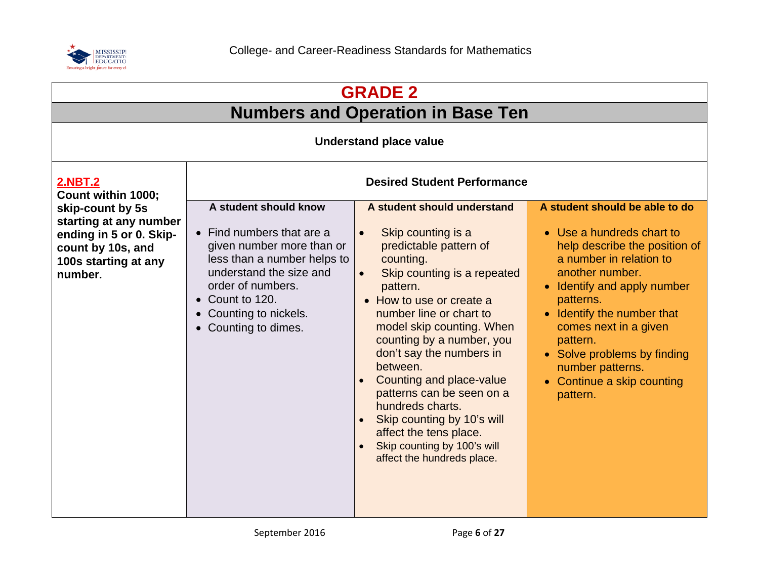# GRADE 2

## Numbers and Operation in Base Ten

### Understand place value

| **2.NBT.2** **Count within 1000; skip-count by 5s starting at any number ending in 5 or 0. Skip-count by 10s, and 100s starting at any number.** | **Desired Student Performance** | | |
|---|---|---|---|
| | **A student should know** | **A student should understand** | **A student should be able to do** |
| | • Find numbers that are a given number more than or less than a number helps to understand the size and order of numbers.<br>• Count to 120.<br>• Counting to nickels.<br>• Counting to dimes. | • Skip counting is a predictable pattern of counting.<br>• Skip counting is a repeated pattern.<br>• How to use or create a number line or chart to model skip counting. When counting by a number, you don't say the numbers in between.<br>• Counting and place-value patterns can be seen on a hundreds charts.<br>• Skip counting by 10's will affect the tens place.<br>• Skip counting by 100's will affect the hundreds place. | • Use a hundreds chart to help describe the position of a number in relation to another number.<br>• Identify and apply number patterns.<br>• Identify the number that comes next in a given pattern.<br>• Solve problems by finding number patterns.<br>• Continue a skip counting pattern. |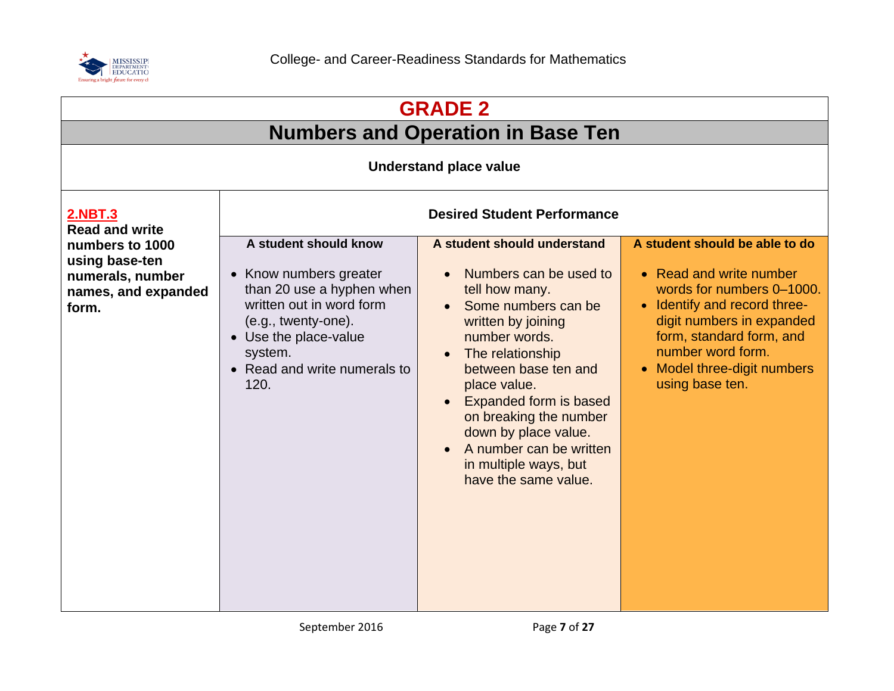# GRADE 2

## Numbers and Operation in Base Ten

**Understand place value**

| **2.NBT.3** **Read and write numbers to 1000 using base-ten numerals, number names, and expanded form.** | **Desired Student Performance** | | |
|---|---|---|---|
| | **A student should know** | **A student should understand** | **A student should be able to do** |
| | • Know numbers greater than 20 use a hyphen when written out in word form (e.g., twenty-one).<br>• Use the place-value system.<br>• Read and write numerals to 120. | • Numbers can be used to tell how many.<br>• Some numbers can be written by joining number words.<br>• The relationship between base ten and place value.<br>• Expanded form is based on breaking the number down by place value.<br>• A number can be written in multiple ways, but have the same value. | • Read and write number words for numbers 0–1000.<br>• Identify and record three-digit numbers in expanded form, standard form, and number word form.<br>• Model three-digit numbers using base ten. |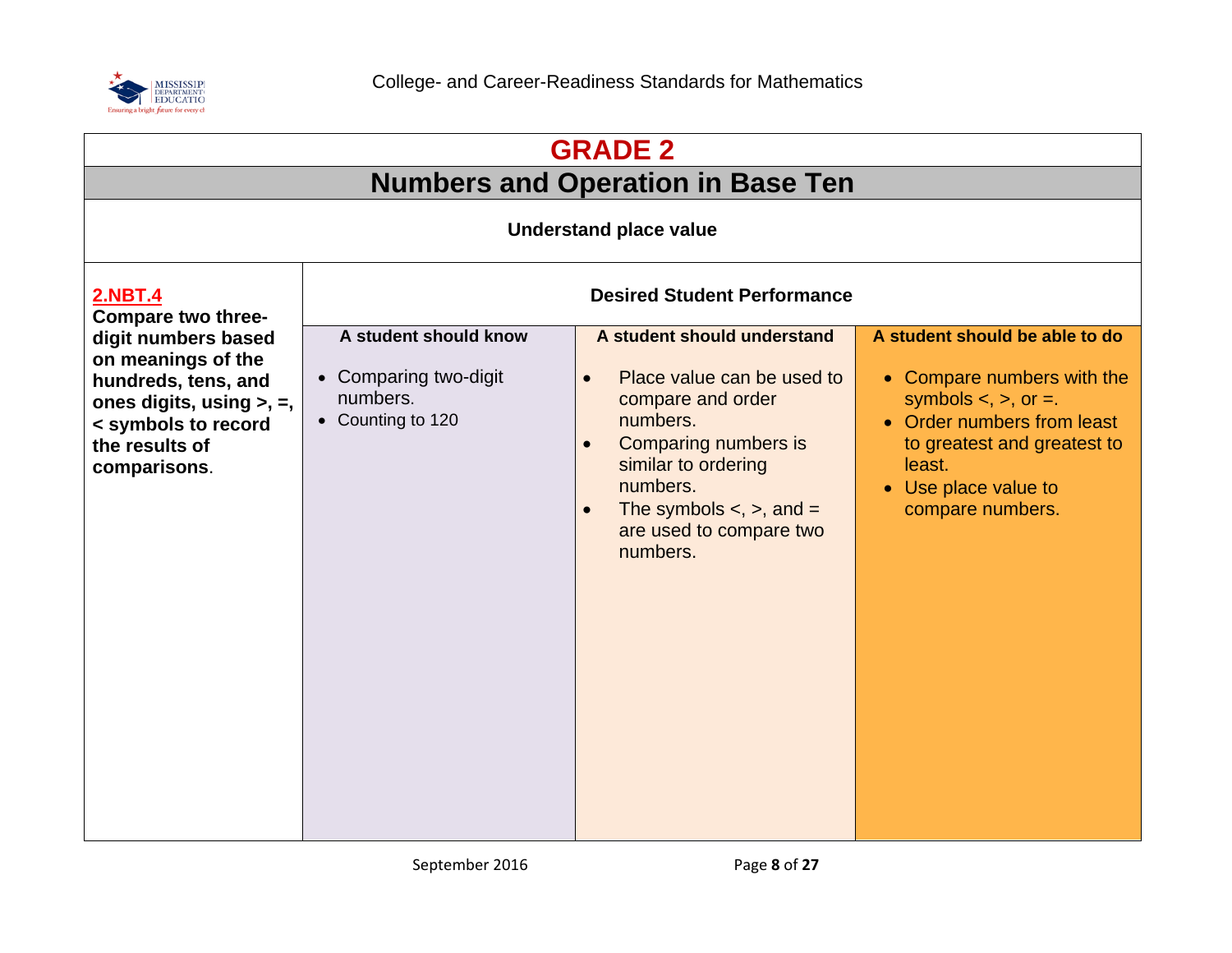# GRADE 2

## Numbers and Operation in Base Ten

### Understand place value

| **2.NBT.4** Compare two three-digit numbers based on meanings of the hundreds, tens, and ones digits, using >, =, < symbols to record the results of comparisons. | Desired Student Performance | | |
|---|---|---|---|
| | **A student should know** | **A student should understand** | **A student should be able to do** |
| | • Comparing two-digit numbers.<br>• Counting to 120 | • Place value can be used to compare and order numbers.<br>• Comparing numbers is similar to ordering numbers.<br>• The symbols <, >, and = are used to compare two numbers. | • Compare numbers with the symbols <, >, or =.<br>• Order numbers from least to greatest and greatest to least.<br>• Use place value to compare numbers. |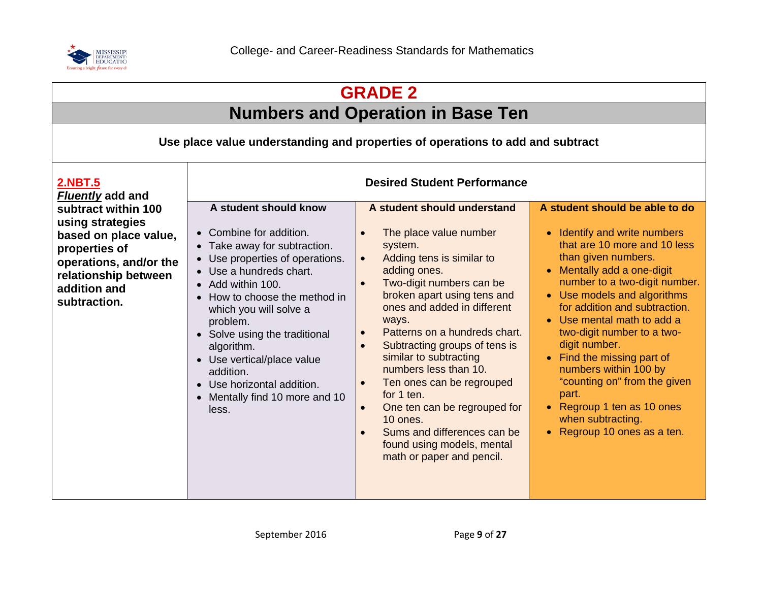# GRADE 2

## Numbers and Operation in Base Ten

**Use place value understanding and properties of operations to add and subtract**

**2.NBT.5**
***Fluently*** **add and subtract within 100 using strategies based on place value, properties of operations, and/or the relationship between addition and subtraction.**

### Desired Student Performance

| A student should know | A student should understand | A student should be able to do |
|---|---|---|
| • Combine for addition.<br>• Take away for subtraction.<br>• Use properties of operations.<br>• Use a hundreds chart.<br>• Add within 100.<br>• How to choose the method in which you will solve a problem.<br>• Solve using the traditional algorithm.<br>• Use vertical/place value addition.<br>• Use horizontal addition.<br>• Mentally find 10 more and 10 less. | • The place value number system.<br>• Adding tens is similar to adding ones.<br>• Two-digit numbers can be broken apart using tens and ones and added in different ways.<br>• Patterns on a hundreds chart.<br>• Subtracting groups of tens is similar to subtracting numbers less than 10.<br>• Ten ones can be regrouped for 1 ten.<br>• One ten can be regrouped for 10 ones.<br>• Sums and differences can be found using models, mental math or paper and pencil. | • Identify and write numbers that are 10 more and 10 less than given numbers.<br>• Mentally add a one-digit number to a two-digit number.<br>• Use models and algorithms for addition and subtraction.<br>• Use mental math to add a two-digit number to a two-digit number.<br>• Find the missing part of numbers within 100 by "counting on" from the given part.<br>• Regroup 1 ten as 10 ones when subtracting.<br>• Regroup 10 ones as a ten. |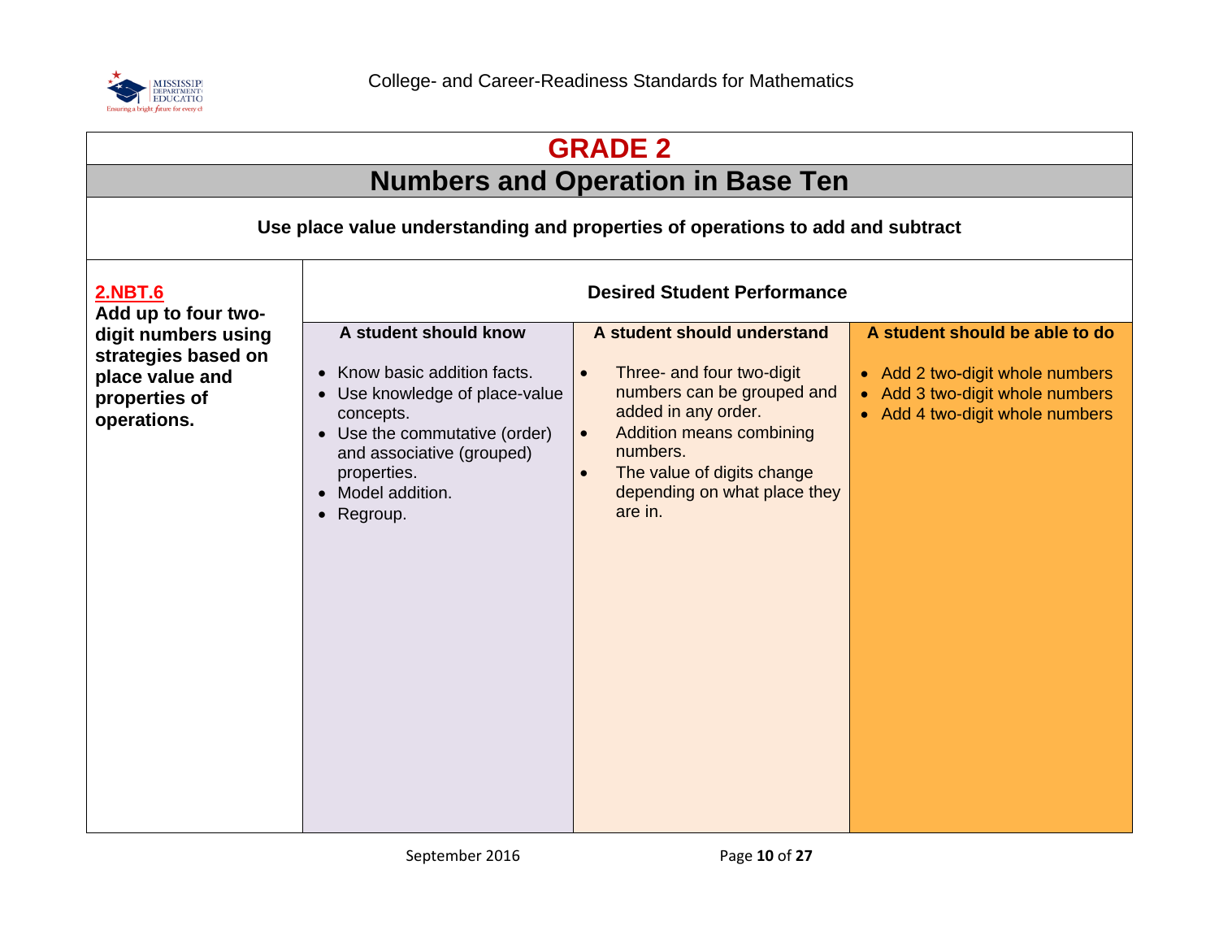# GRADE 2

## Numbers and Operation in Base Ten

**Use place value understanding and properties of operations to add and subtract**

| **2.NBT.6**<br>**Add up to four two-digit numbers using strategies based on place value and properties of operations.** | **Desired Student Performance** | | |
|---|---|---|---|
| | **A student should know** | **A student should understand** | **A student should be able to do** |
| | • Know basic addition facts.<br>• Use knowledge of place-value concepts.<br>• Use the commutative (order) and associative (grouped) properties.<br>• Model addition.<br>• Regroup. | • Three- and four two-digit numbers can be grouped and added in any order.<br>• Addition means combining numbers.<br>• The value of digits change depending on what place they are in. | • Add 2 two-digit whole numbers<br>• Add 3 two-digit whole numbers<br>• Add 4 two-digit whole numbers |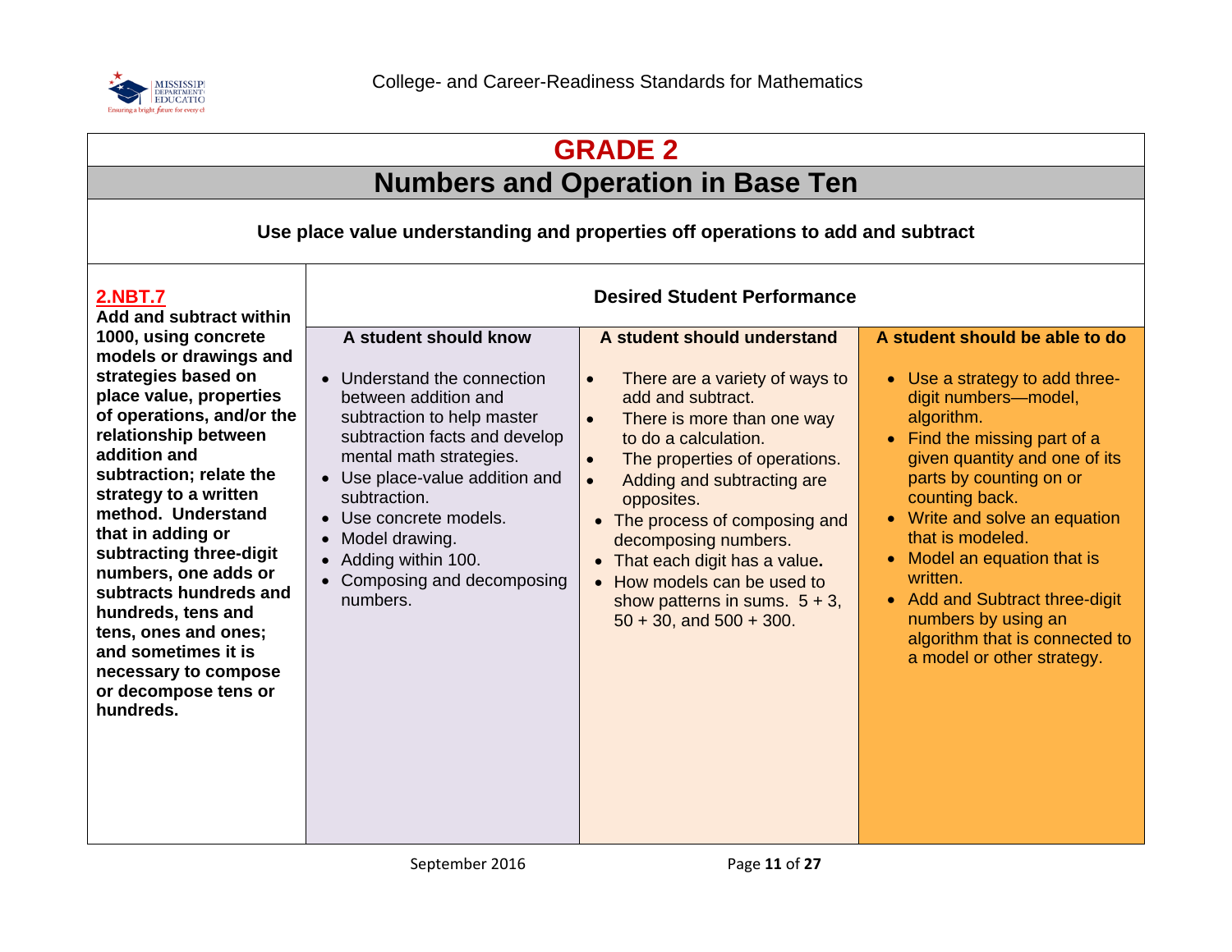# GRADE 2

## Numbers and Operation in Base Ten

**Use place value understanding and properties off operations to add and subtract**

| **2.NBT.7** Add and subtract within 1000, using concrete models or drawings and strategies based on place value, properties of operations, and/or the relationship between addition and subtraction; relate the strategy to a written method. Understand that in adding or subtracting three-digit numbers, one adds or subtracts hundreds and hundreds, tens and tens, ones and ones; and sometimes it is necessary to compose or decompose tens or hundreds. | **Desired Student Performance** | | |
|---|---|---|---|
| | **A student should know** | **A student should understand** | **A student should be able to do** |
| | • Understand the connection between addition and subtraction to help master subtraction facts and develop mental math strategies.<br>• Use place-value addition and subtraction.<br>• Use concrete models.<br>• Model drawing.<br>• Adding within 100.<br>• Composing and decomposing numbers. | • There are a variety of ways to add and subtract.<br>• There is more than one way to do a calculation.<br>• The properties of operations.<br>• Adding and subtracting are opposites.<br>• The process of composing and decomposing numbers.<br>• That each digit has a value.<br>• How models can be used to show patterns in sums. 5 + 3, 50 + 30, and 500 + 300. | • Use a strategy to add three-digit numbers—model, algorithm.<br>• Find the missing part of a given quantity and one of its parts by counting on or counting back.<br>• Write and solve an equation that is modeled.<br>• Model an equation that is written.<br>• Add and Subtract three-digit numbers by using an algorithm that is connected to a model or other strategy. |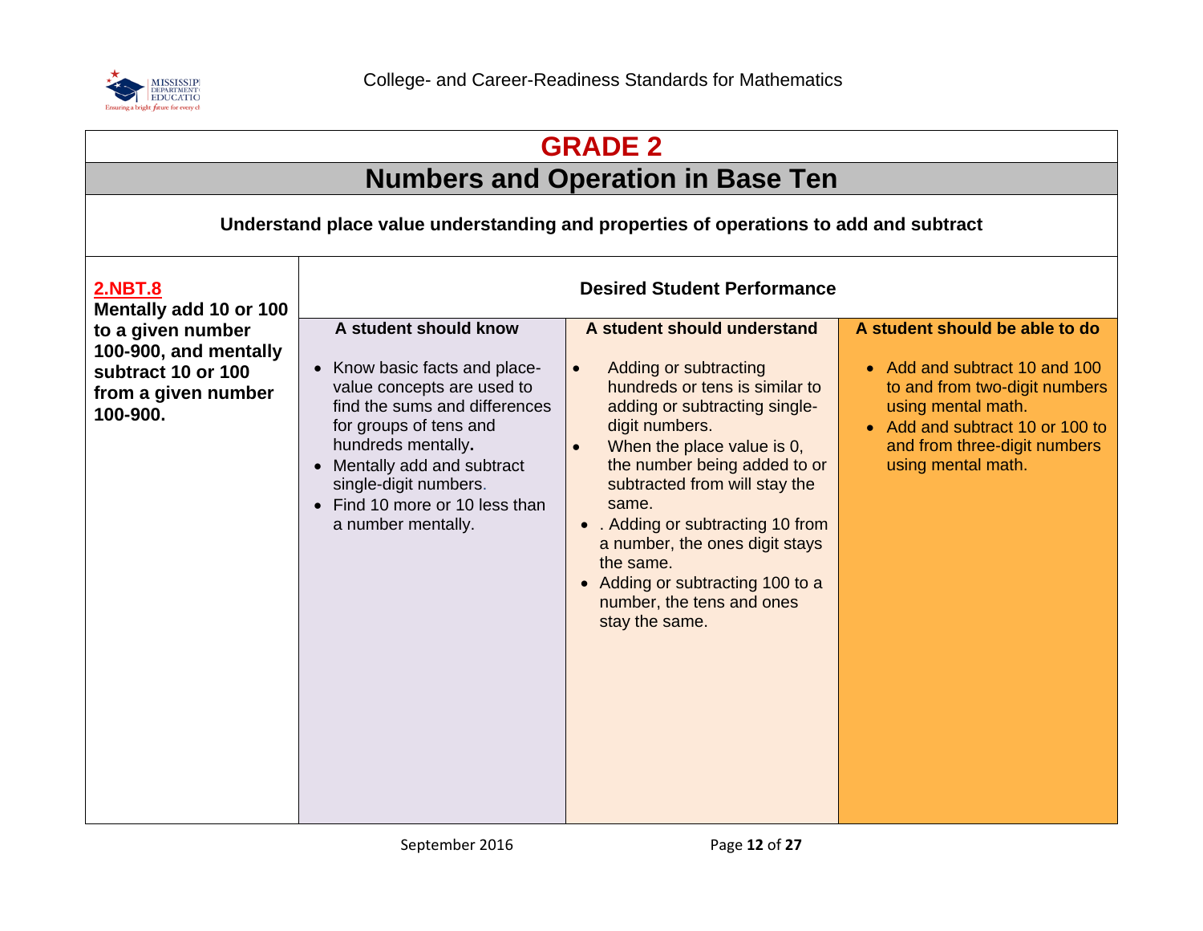# GRADE 2

## Numbers and Operation in Base Ten

**Understand place value understanding and properties of operations to add and subtract**

| **2.NBT.8** | **Desired Student Performance** | | |
|---|---|---|---|
| **Mentally add 10 or 100 to a given number 100-900, and mentally subtract 10 or 100 from a given number 100-900.** | **A student should know** | **A student should understand** | **A student should be able to do** |
| | • Know basic facts and place-value concepts are used to find the sums and differences for groups of tens and hundreds mentally.<br>• Mentally add and subtract single-digit numbers.<br>• Find 10 more or 10 less than a number mentally. | • Adding or subtracting hundreds or tens is similar to adding or subtracting single-digit numbers.<br>• When the place value is 0, the number being added to or subtracted from will stay the same.<br>• . Adding or subtracting 10 from a number, the ones digit stays the same.<br>• Adding or subtracting 100 to a number, the tens and ones stay the same. | • Add and subtract 10 and 100 to and from two-digit numbers using mental math.<br>• Add and subtract 10 or 100 to and from three-digit numbers using mental math. |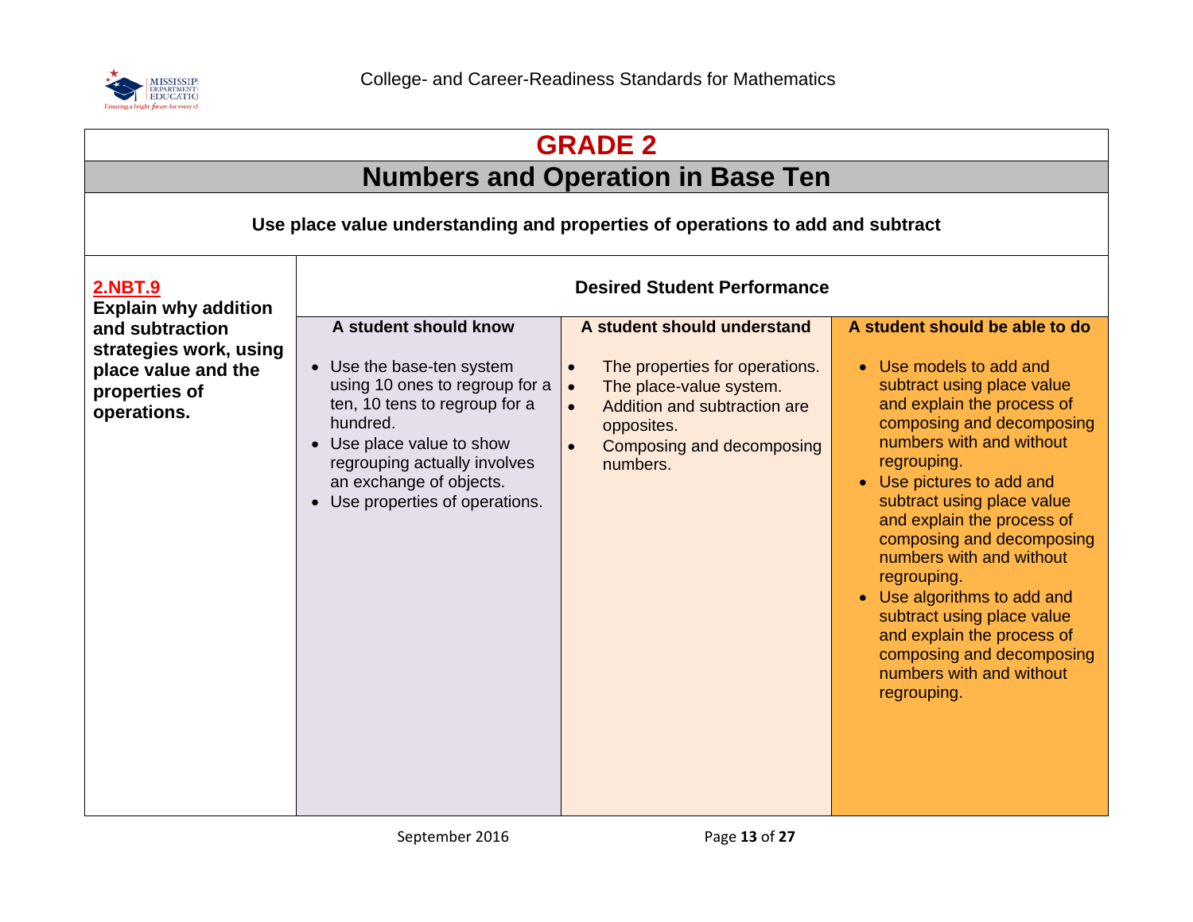# GRADE 2

## Numbers and Operation in Base Ten

**Use place value understanding and properties of operations to add and subtract**

| **2.NBT.9** Explain why addition and subtraction strategies work, using place value and the properties of operations. | **Desired Student Performance** | | |
|---|---|---|---|
| | **A student should know** | **A student should understand** | **A student should be able to do** |
| | • Use the base-ten system using 10 ones to regroup for a ten, 10 tens to regroup for a hundred.<br>• Use place value to show regrouping actually involves an exchange of objects.<br>• Use properties of operations. | • The properties for operations.<br>• The place-value system.<br>• Addition and subtraction are opposites.<br>• Composing and decomposing numbers. | • Use models to add and subtract using place value and explain the process of composing and decomposing numbers with and without regrouping.<br>• Use pictures to add and subtract using place value and explain the process of composing and decomposing numbers with and without regrouping.<br>• Use algorithms to add and subtract using place value and explain the process of composing and decomposing numbers with and without regrouping. |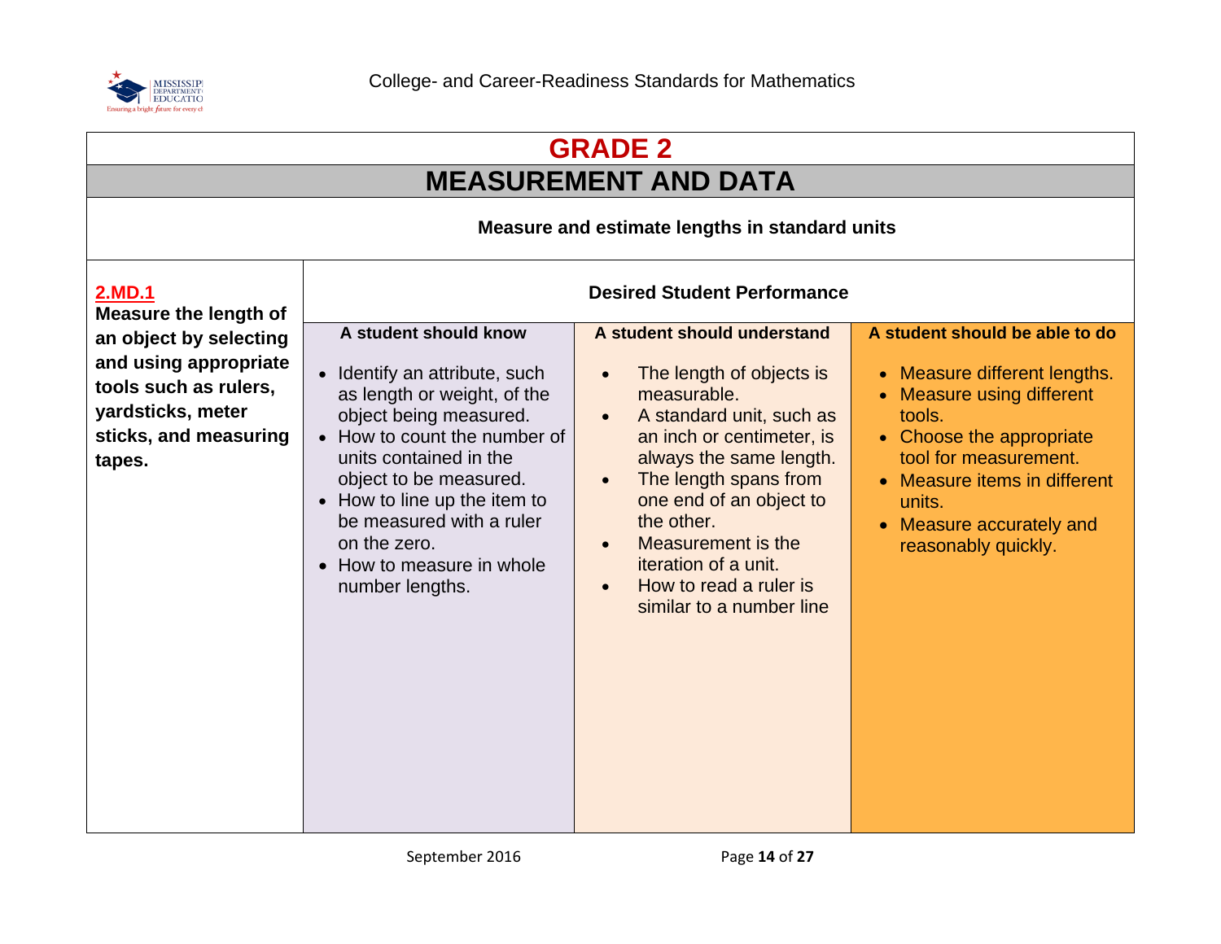# GRADE 2

## MEASUREMENT AND DATA

**Measure and estimate lengths in standard units**

| **2.MD.1** Measure the length of an object by selecting and using appropriate tools such as rulers, yardsticks, meter sticks, and measuring tapes. | **Desired Student Performance** | | |
|---|---|---|---|
| | **A student should know** | **A student should understand** | **A student should be able to do** |
| | • Identify an attribute, such as length or weight, of the object being measured.<br>• How to count the number of units contained in the object to be measured.<br>• How to line up the item to be measured with a ruler on the zero.<br>• How to measure in whole number lengths. | • The length of objects is measurable.<br>• A standard unit, such as an inch or centimeter, is always the same length.<br>• The length spans from one end of an object to the other.<br>• Measurement is the iteration of a unit.<br>• How to read a ruler is similar to a number line | • Measure different lengths.<br>• Measure using different tools.<br>• Choose the appropriate tool for measurement.<br>• Measure items in different units.<br>• Measure accurately and reasonably quickly. |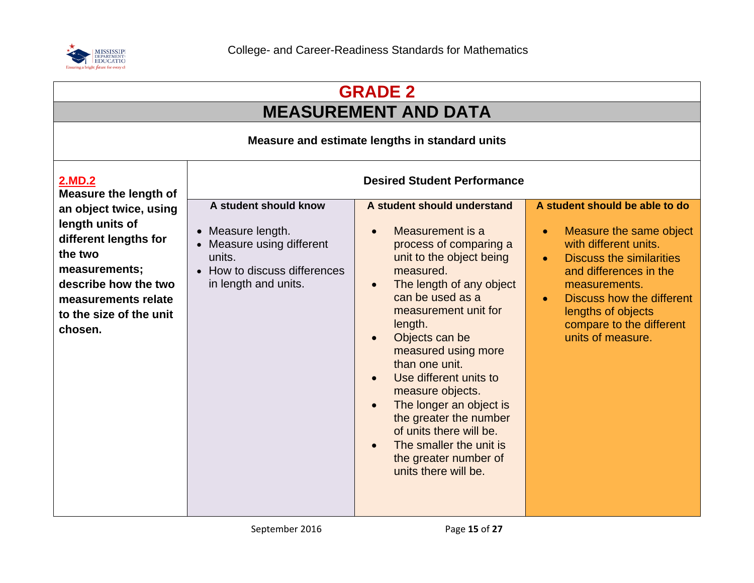# GRADE 2

## MEASUREMENT AND DATA

**Measure and estimate lengths in standard units**

| **2.MD.2** **Measure the length of an object twice, using length units of different lengths for the two measurements; describe how the two measurements relate to the size of the unit chosen.** | **Desired Student Performance** | | |
|---|---|---|---|
| | **A student should know** | **A student should understand** | **A student should be able to do** |
| | • Measure length.<br>• Measure using different units.<br>• How to discuss differences in length and units. | • Measurement is a process of comparing a unit to the object being measured.<br>• The length of any object can be used as a measurement unit for length.<br>• Objects can be measured using more than one unit.<br>• Use different units to measure objects.<br>• The longer an object is the greater the number of units there will be.<br>• The smaller the unit is the greater number of units there will be. | • Measure the same object with different units.<br>• Discuss the similarities and differences in the measurements.<br>• Discuss how the different lengths of objects compare to the different units of measure. |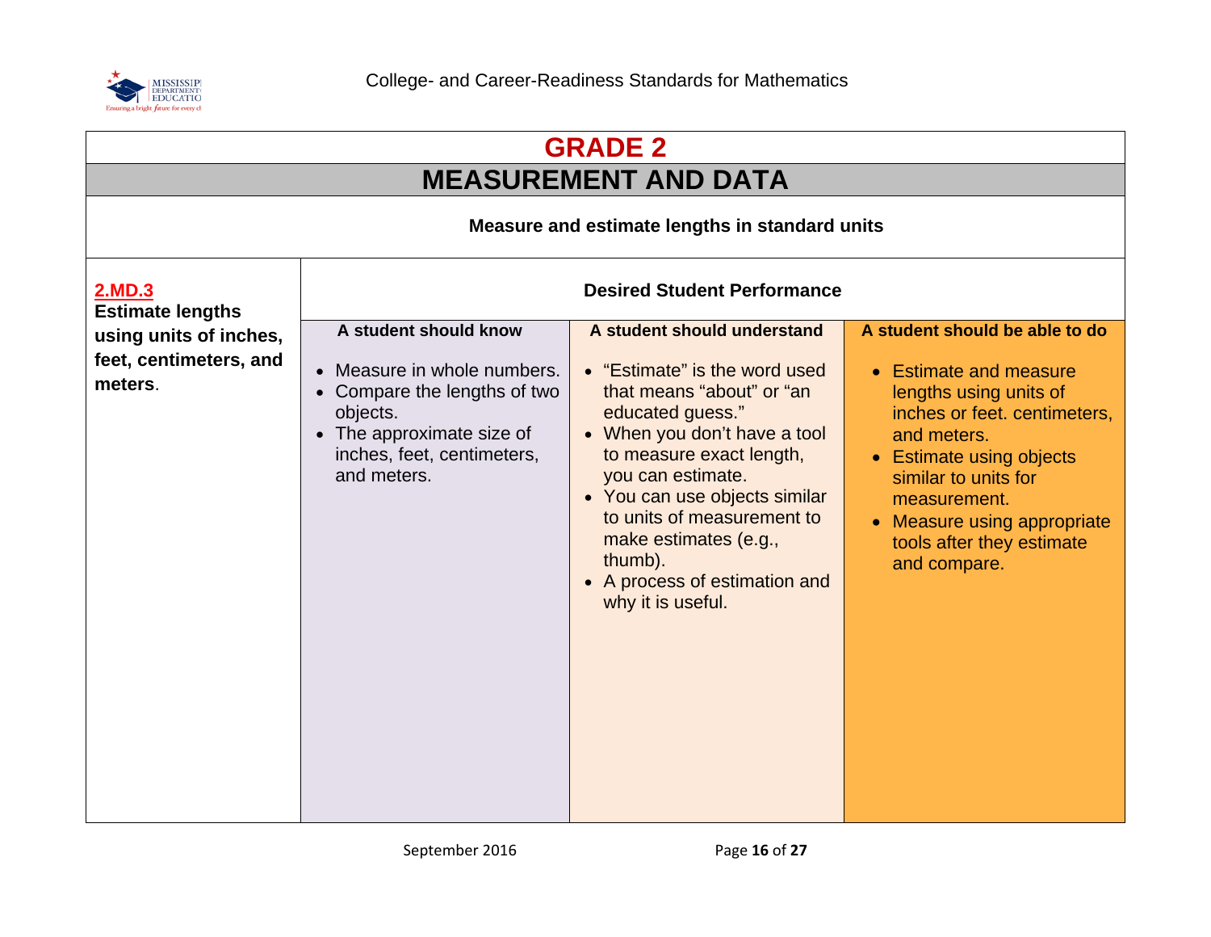# GRADE 2

## MEASUREMENT AND DATA

**Measure and estimate lengths in standard units**

| **2.MD.3** **Estimate lengths using units of inches, feet, centimeters, and meters**. | **Desired Student Performance** | | |
|---|---|---|---|
| | **A student should know** | **A student should understand** | **A student should be able to do** |
| | • Measure in whole numbers.<br>• Compare the lengths of two objects.<br>• The approximate size of inches, feet, centimeters, and meters. | • "Estimate" is the word used that means "about" or "an educated guess."<br>• When you don't have a tool to measure exact length, you can estimate.<br>• You can use objects similar to units of measurement to make estimates (e.g., thumb).<br>• A process of estimation and why it is useful. | • Estimate and measure lengths using units of inches or feet. centimeters, and meters.<br>• Estimate using objects similar to units for measurement.<br>• Measure using appropriate tools after they estimate and compare. |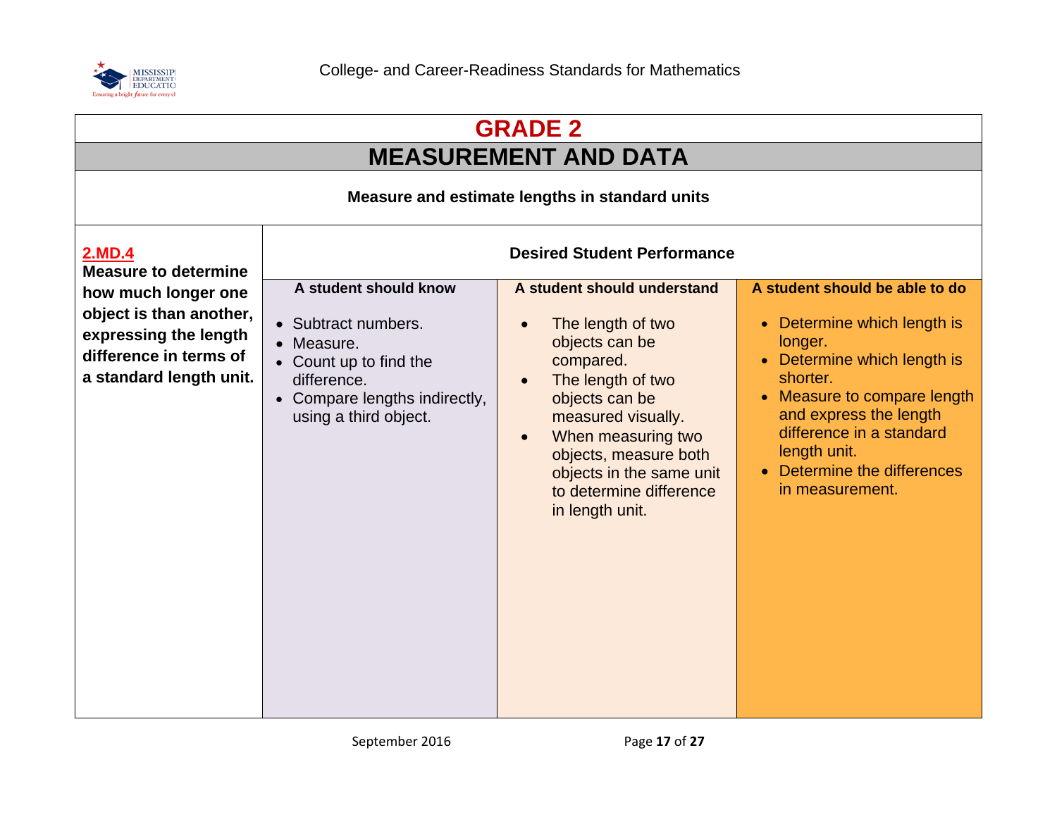# GRADE 2

## MEASUREMENT AND DATA

**Measure and estimate lengths in standard units**

| **2.MD.4** **Measure to determine how much longer one object is than another, expressing the length difference in terms of a standard length unit.** | **Desired Student Performance** | | |
|---|---|---|---|
| | **A student should know** | **A student should understand** | **A student should be able to do** |
| | • Subtract numbers.<br>• Measure.<br>• Count up to find the difference.<br>• Compare lengths indirectly, using a third object. | • The length of two objects can be compared.<br>• The length of two objects can be measured visually.<br>• When measuring two objects, measure both objects in the same unit to determine difference in length unit. | • Determine which length is longer.<br>• Determine which length is shorter.<br>• Measure to compare length and express the length difference in a standard length unit.<br>• Determine the differences in measurement. |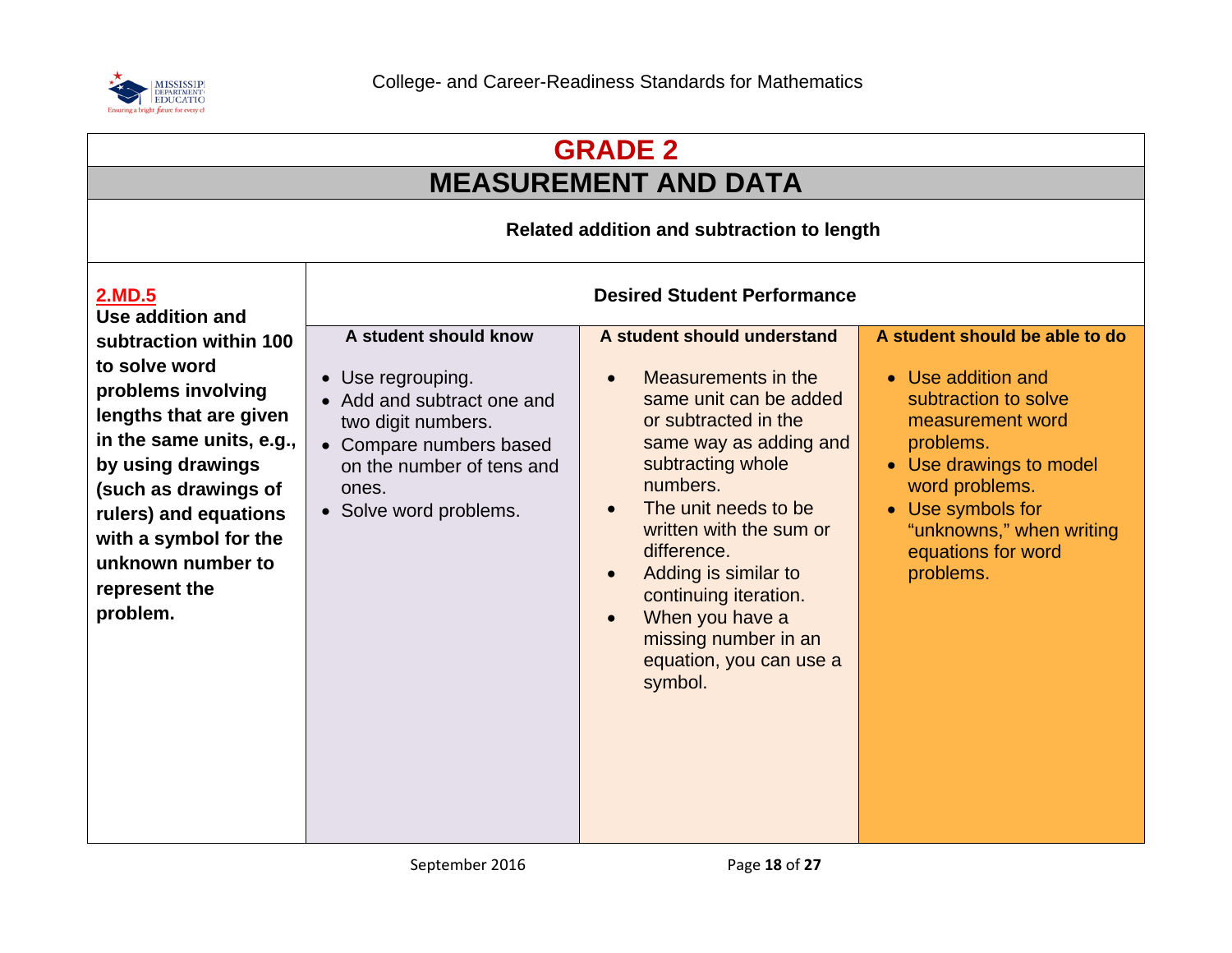# GRADE 2

## MEASUREMENT AND DATA

**Related addition and subtraction to length**

| **2.MD.5** **Use addition and subtraction within 100 to solve word problems involving lengths that are given in the same units, e.g., by using drawings (such as drawings of rulers) and equations with a symbol for the unknown number to represent the problem.** | **Desired Student Performance** | | |
|---|---|---|---|
| | **A student should know** | **A student should understand** | **A student should be able to do** |
| | • Use regrouping.<br>• Add and subtract one and two digit numbers.<br>• Compare numbers based on the number of tens and ones.<br>• Solve word problems. | • Measurements in the same unit can be added or subtracted in the same way as adding and subtracting whole numbers.<br>• The unit needs to be written with the sum or difference.<br>• Adding is similar to continuing iteration.<br>• When you have a missing number in an equation, you can use a symbol. | • Use addition and subtraction to solve measurement word problems.<br>• Use drawings to model word problems.<br>• Use symbols for "unknowns," when writing equations for word problems. |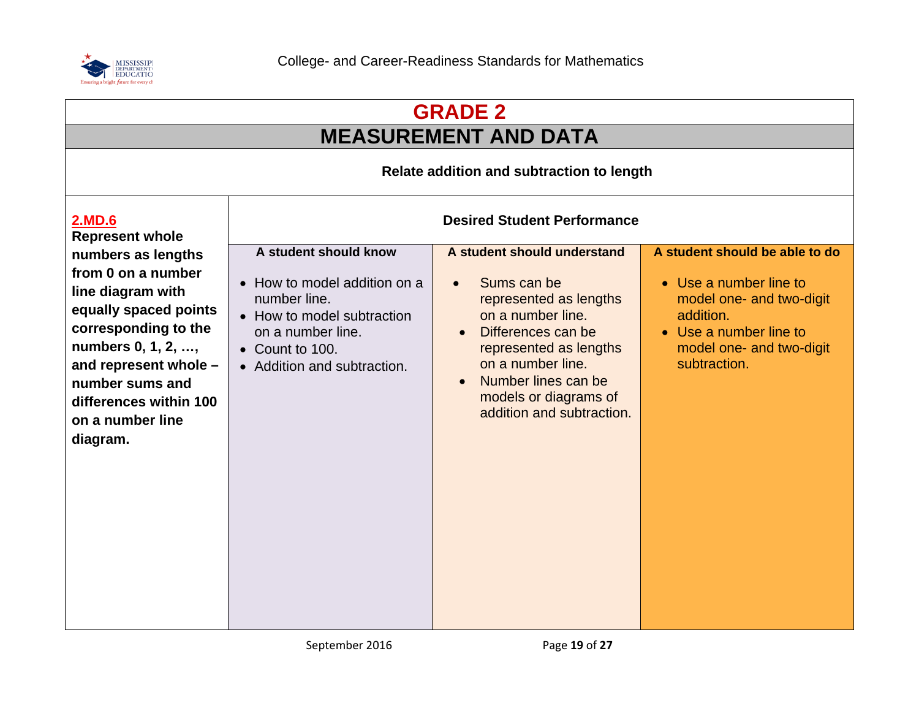# GRADE 2

## MEASUREMENT AND DATA

**Relate addition and subtraction to length**

| **2.MD.6** Represent whole numbers as lengths from 0 on a number line diagram with equally spaced points corresponding to the numbers 0, 1, 2, …, and represent whole – number sums and differences within 100 on a number line diagram. | **Desired Student Performance** | | |
|---|---|---|---|
| | **A student should know** | **A student should understand** | **A student should be able to do** |
| | • How to model addition on a number line.<br>• How to model subtraction on a number line.<br>• Count to 100.<br>• Addition and subtraction. | • Sums can be represented as lengths on a number line.<br>• Differences can be represented as lengths on a number line.<br>• Number lines can be models or diagrams of addition and subtraction. | • Use a number line to model one- and two-digit addition.<br>• Use a number line to model one- and two-digit subtraction. |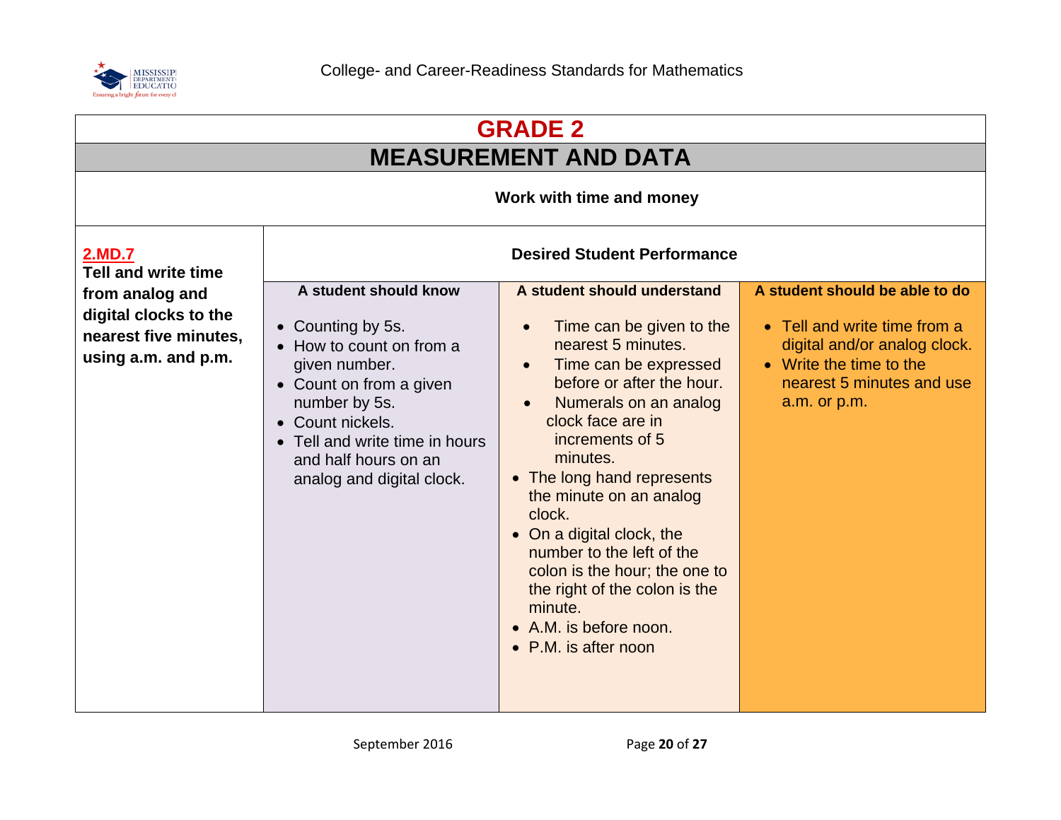# GRADE 2

## MEASUREMENT AND DATA

**Work with time and money**

| **2.MD.7** **Tell and write time from analog and digital clocks to the nearest five minutes, using a.m. and p.m.** | **Desired Student Performance** | | |
|---|---|---|---|
| | **A student should know** | **A student should understand** | **A student should be able to do** |
| | • Counting by 5s.<br>• How to count on from a given number.<br>• Count on from a given number by 5s.<br>• Count nickels.<br>• Tell and write time in hours and half hours on an analog and digital clock. | • Time can be given to the nearest 5 minutes.<br>• Time can be expressed before or after the hour.<br>• Numerals on an analog clock face are in increments of 5 minutes.<br>• The long hand represents the minute on an analog clock.<br>• On a digital clock, the number to the left of the colon is the hour; the one to the right of the colon is the minute.<br>• A.M. is before noon.<br>• P.M. is after noon | • Tell and write time from a digital and/or analog clock.<br>• Write the time to the nearest 5 minutes and use a.m. or p.m. |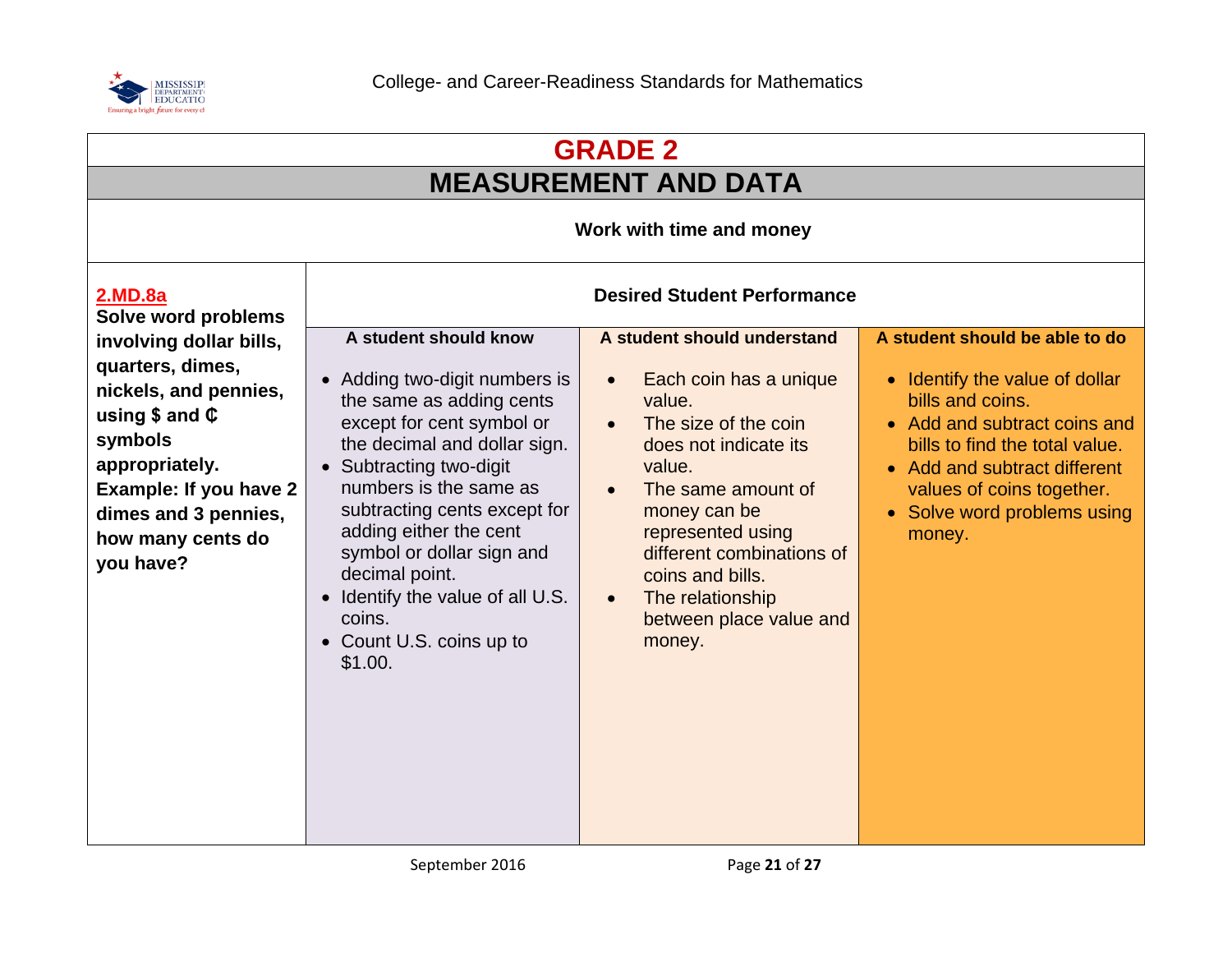# GRADE 2

## MEASUREMENT AND DATA

**Work with time and money**

| **2.MD.8a** Solve word problems involving dollar bills, quarters, dimes, nickels, and pennies, using $ and ₵ symbols appropriately. Example: If you have 2 dimes and 3 pennies, how many cents do you have? | **Desired Student Performance** | | |
|---|---|---|---|
| | **A student should know** | **A student should understand** | **A student should be able to do** |
| | • Adding two-digit numbers is the same as adding cents except for cent symbol or the decimal and dollar sign.<br>• Subtracting two-digit numbers is the same as subtracting cents except for adding either the cent symbol or dollar sign and decimal point.<br>• Identify the value of all U.S. coins.<br>• Count U.S. coins up to $1.00. | • Each coin has a unique value.<br>• The size of the coin does not indicate its value.<br>• The same amount of money can be represented using different combinations of coins and bills.<br>• The relationship between place value and money. | • Identify the value of dollar bills and coins.<br>• Add and subtract coins and bills to find the total value.<br>• Add and subtract different values of coins together.<br>• Solve word problems using money. |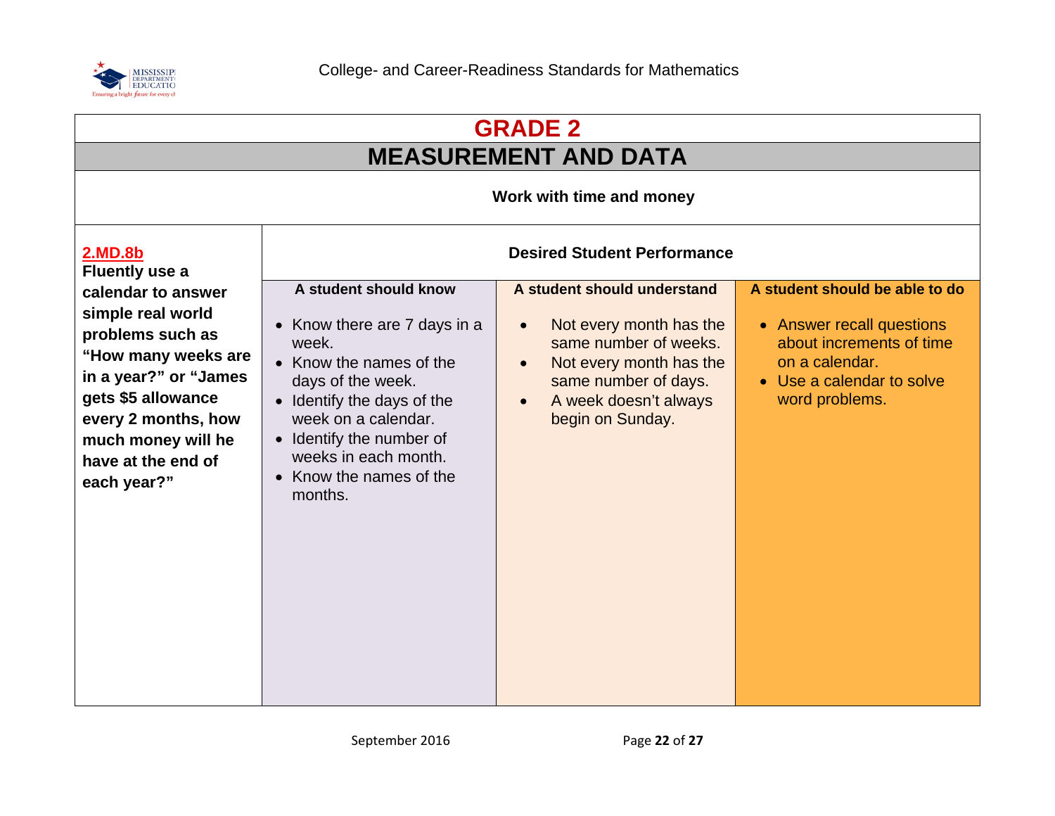# GRADE 2

## MEASUREMENT AND DATA

**Work with time and money**

| **2.MD.8b** | **Desired Student Performance** | | |
|---|---|---|---|
| **Fluently use a calendar to answer simple real world problems such as “How many weeks are in a year?” or “James gets $5 allowance every 2 months, how much money will he have at the end of each year?”** | **A student should know** | **A student should understand** | **A student should be able to do** |
| | • Know there are 7 days in a week.<br>• Know the names of the days of the week.<br>• Identify the days of the week on a calendar.<br>• Identify the number of weeks in each month.<br>• Know the names of the months. | • Not every month has the same number of weeks.<br>• Not every month has the same number of days.<br>• A week doesn’t always begin on Sunday. | • Answer recall questions about increments of time on a calendar.<br>• Use a calendar to solve word problems. |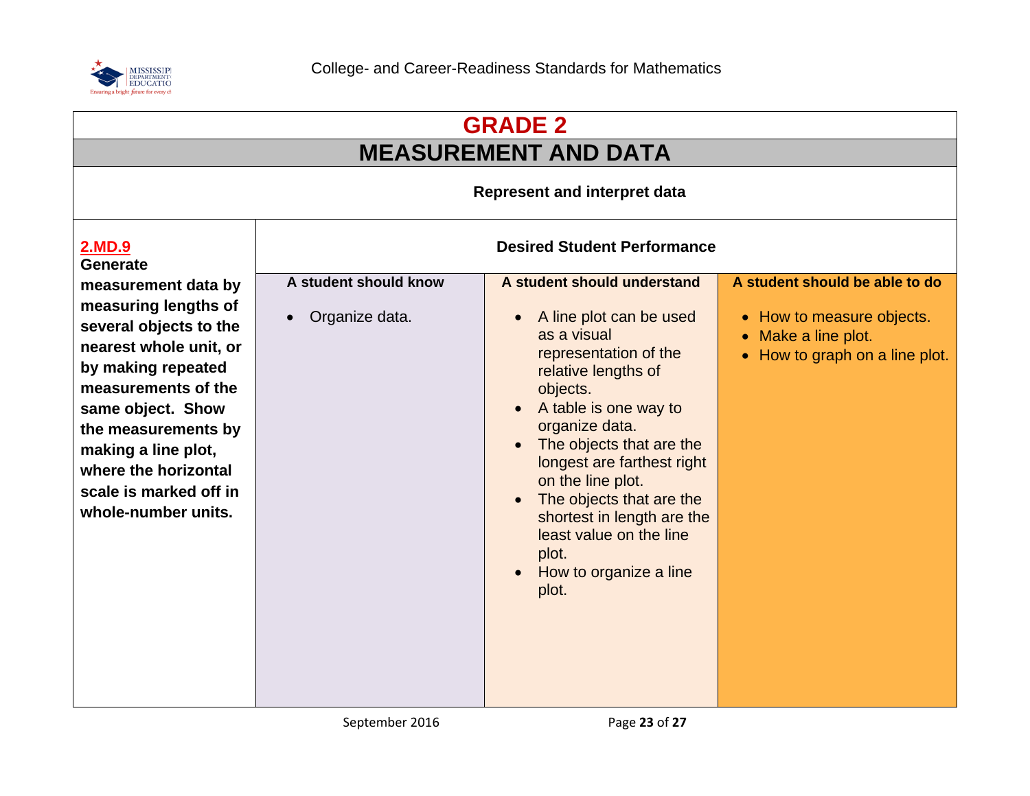# GRADE 2

## MEASUREMENT AND DATA

### Represent and interpret data

| **2.MD.9** Generate measurement data by measuring lengths of several objects to the nearest whole unit, or by making repeated measurements of the same object. Show the measurements by making a line plot, where the horizontal scale is marked off in whole-number units. | **Desired Student Performance** | | |
|---|---|---|---|
| | **A student should know** | **A student should understand** | **A student should be able to do** |
| | • Organize data. | • A line plot can be used as a visual representation of the relative lengths of objects.<br>• A table is one way to organize data.<br>• The objects that are the longest are farthest right on the line plot.<br>• The objects that are the shortest in length are the least value on the line plot.<br>• How to organize a line plot. | • How to measure objects.<br>• Make a line plot.<br>• How to graph on a line plot. |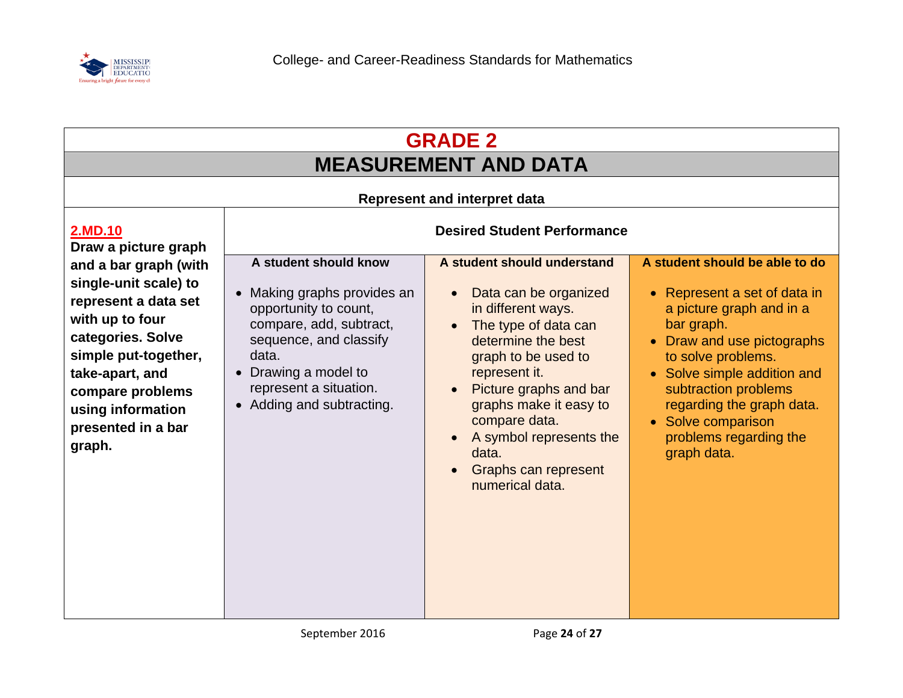# GRADE 2

## MEASUREMENT AND DATA

**Represent and interpret data**

| **2.MD.10** | **Desired Student Performance** | | |
|---|---|---|---|
| **Draw a picture graph and a bar graph (with single-unit scale) to represent a data set with up to four categories. Solve simple put-together, take-apart, and compare problems using information presented in a bar graph.** | **A student should know** | **A student should understand** | **A student should be able to do** |
| | • Making graphs provides an opportunity to count, compare, add, subtract, sequence, and classify data.<br>• Drawing a model to represent a situation.<br>• Adding and subtracting. | • Data can be organized in different ways.<br>• The type of data can determine the best graph to be used to represent it.<br>• Picture graphs and bar graphs make it easy to compare data.<br>• A symbol represents the data.<br>• Graphs can represent numerical data. | • Represent a set of data in a picture graph and in a bar graph.<br>• Draw and use pictographs to solve problems.<br>• Solve simple addition and subtraction problems regarding the graph data.<br>• Solve comparison problems regarding the graph data. |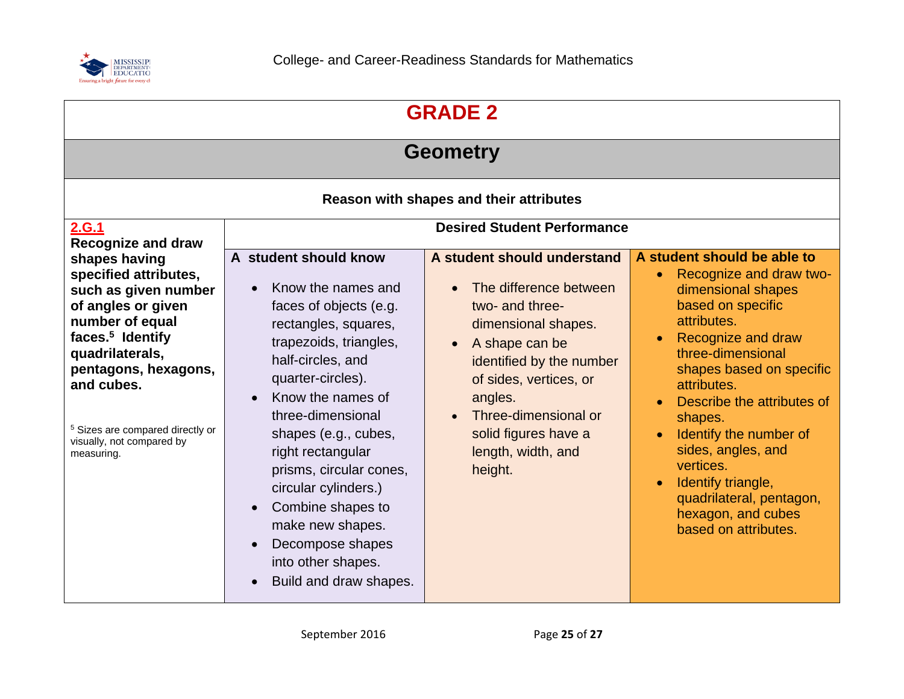# GRADE 2

## Geometry

### Reason with shapes and their attributes

| 2.G.1 | Desired Student Performance | | |
|---|---|---|---|
| **Recognize and draw shapes having specified attributes, such as given number of angles or given number of equal faces.[5] Identify quadrilaterals, pentagons, hexagons, and cubes.**<br><br>[5] Sizes are compared directly or visually, not compared by measuring. | **A student should know**<br>• Know the names and faces of objects (e.g. rectangles, squares, trapezoids, triangles, half-circles, and quarter-circles).<br>• Know the names of three-dimensional shapes (e.g., cubes, right rectangular prisms, circular cones, circular cylinders.)<br>• Combine shapes to make new shapes.<br>• Decompose shapes into other shapes.<br>• Build and draw shapes. | **A student should understand**<br>• The difference between two- and three-dimensional shapes.<br>• A shape can be identified by the number of sides, vertices, or angles.<br>• Three-dimensional or solid figures have a length, width, and height. | **A student should be able to**<br>• Recognize and draw two-dimensional shapes based on specific attributes.<br>• Recognize and draw three-dimensional shapes based on specific attributes.<br>• Describe the attributes of shapes.<br>• Identify the number of sides, angles, and vertices.<br>• Identify triangle, quadrilateral, pentagon, hexagon, and cubes based on attributes. |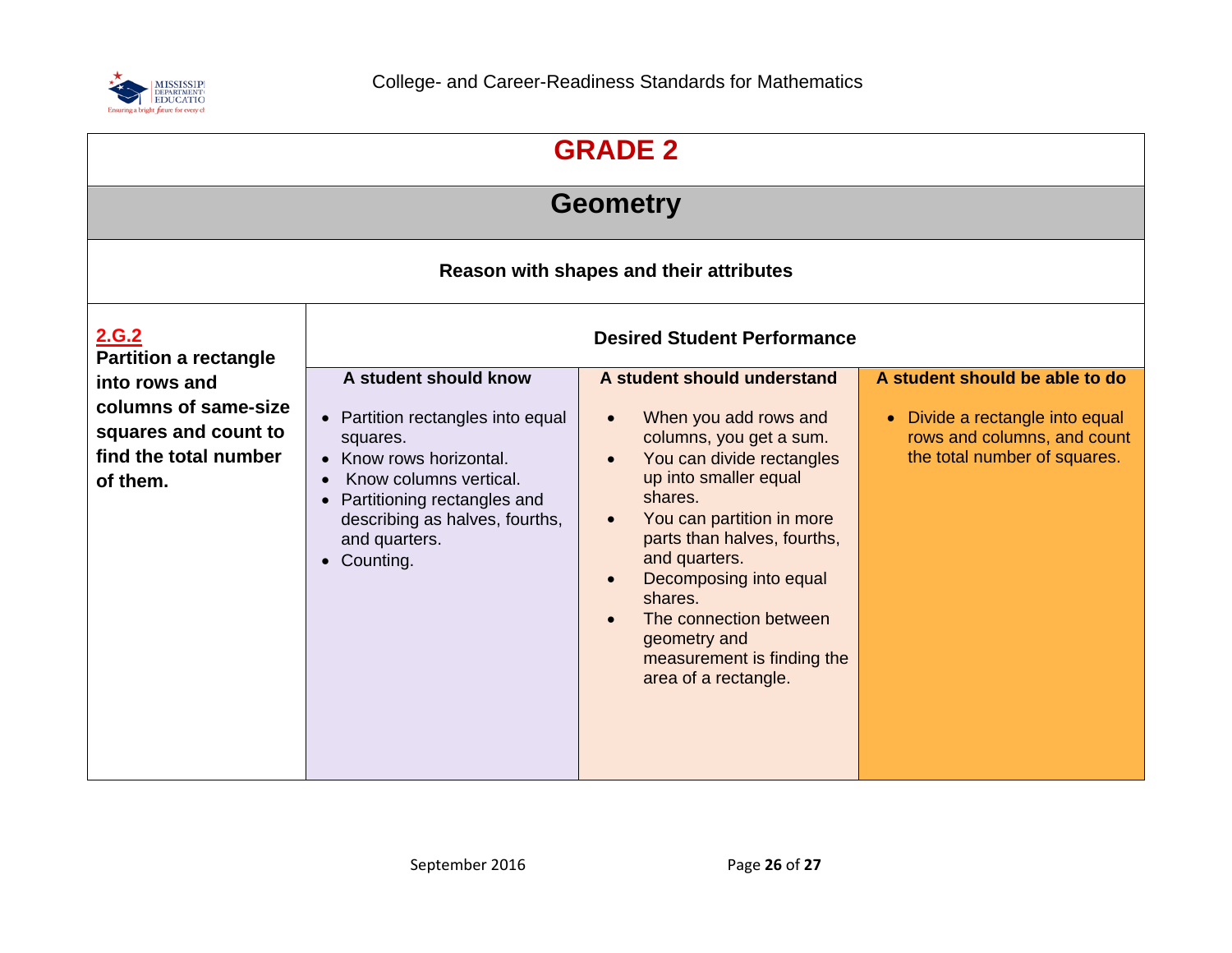# GRADE 2

## Geometry

### Reason with shapes and their attributes

| 2.G.2 | Desired Student Performance | | |
|---|---|---|---|
| | **A student should know** | **A student should understand** | **A student should be able to do** |
| **2.G.2** **Partition a rectangle into rows and columns of same-size squares and count to find the total number of them.** | • Partition rectangles into equal squares.<br>• Know rows horizontal.<br>• Know columns vertical.<br>• Partitioning rectangles and describing as halves, fourths, and quarters.<br>• Counting. | • When you add rows and columns, you get a sum.<br>• You can divide rectangles up into smaller equal shares.<br>• You can partition in more parts than halves, fourths, and quarters.<br>• Decomposing into equal shares.<br>• The connection between geometry and measurement is finding the area of a rectangle. | • Divide a rectangle into equal rows and columns, and count the total number of squares. |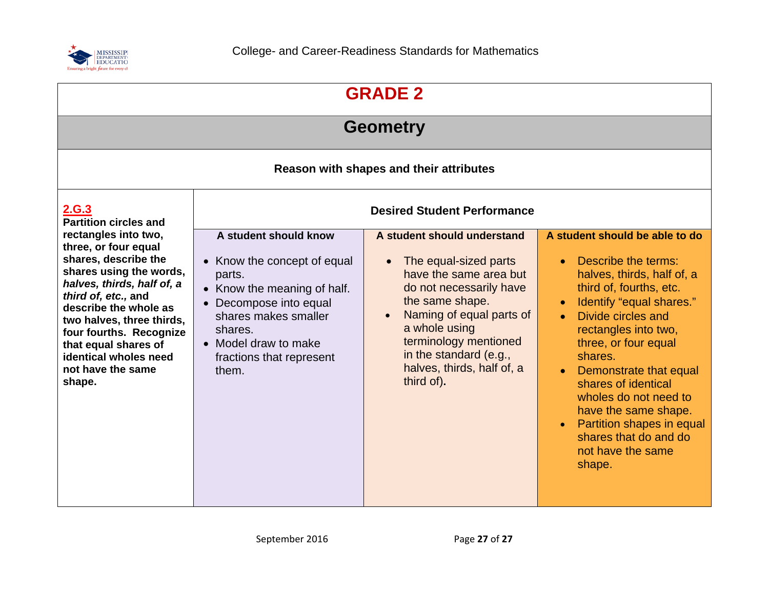# GRADE 2

## Geometry

**Reason with shapes and their attributes**

| | Desired Student Performance | | |
|---|---|---|---|
| | **A student should know** | **A student should understand** | **A student should be able to do** |
| **2.G.3**<br>**Partition circles and rectangles into two, three, or four equal shares, describe the shares using the words, *halves, thirds, half of, a third of, etc.,* and describe the whole as two halves, three thirds, four fourths. Recognize that equal shares of identical wholes need not have the same shape.** | • Know the concept of equal parts.<br>• Know the meaning of half.<br>• Decompose into equal shares makes smaller shares.<br>• Model draw to make fractions that represent them. | • The equal-sized parts have the same area but do not necessarily have the same shape.<br>• Naming of equal parts of a whole using terminology mentioned in the standard (e.g., halves, thirds, half of, a third of). | • Describe the terms: halves, thirds, half of, a third of, fourths, etc.<br>• Identify "equal shares."<br>• Divide circles and rectangles into two, three, or four equal shares.<br>• Demonstrate that equal shares of identical wholes do not need to have the same shape.<br>• Partition shapes in equal shares that do and do not have the same shape. |